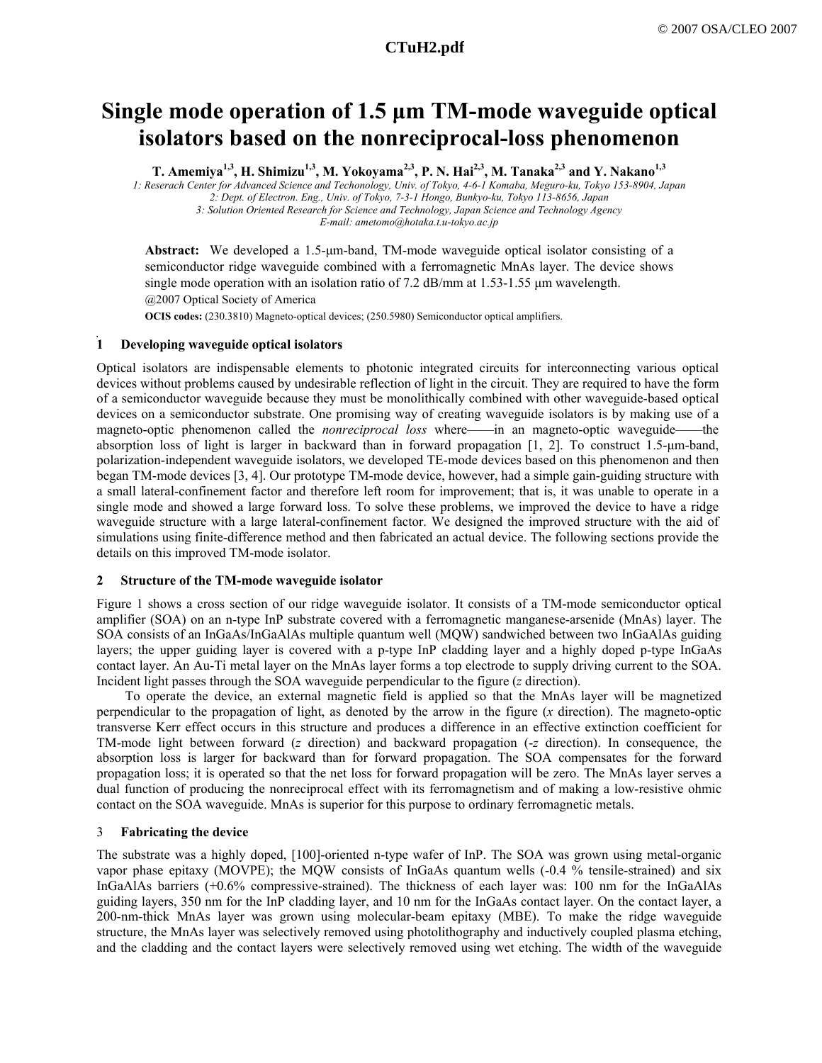# Single mode operation of 1.5 µm TM-mode waveguide optical isolators based on the nonreciprocal-loss phenomenon

**T. Amemiya[1,3], H. Shimizu[1,3], M. Yokoyama[2,3], P. N. Hai[2,3], M. Tanaka[2,3] and Y. Nakano[1,3]**

*1: Reserach Center for Advanced Science and Techonology, Univ. of Tokyo, 4-6-1 Komaba, Meguro-ku, Tokyo 153-8904, Japan*
*2: Dept. of Electron. Eng., Univ. of Tokyo, 7-3-1 Hongo, Bunkyo-ku, Tokyo 113-8656, Japan*
*3: Solution Oriented Research for Science and Technology, Japan Science and Technology Agency*
*E-mail: ametomo@hotaka.t.u-tokyo.ac.jp*

**Abstract:** We developed a 1.5-µm-band, TM-mode waveguide optical isolator consisting of a semiconductor ridge waveguide combined with a ferromagnetic MnAs layer. The device shows single mode operation with an isolation ratio of 7.2 dB/mm at 1.53-1.55 µm wavelength.
@2007 Optical Society of America

**OCIS codes:** (230.3810) Magneto-optical devices; (250.5980) Semiconductor optical amplifiers.

## 1 Developing waveguide optical isolators

Optical isolators are indispensable elements to photonic integrated circuits for interconnecting various optical devices without problems caused by undesirable reflection of light in the circuit. They are required to have the form of a semiconductor waveguide because they must be monolithically combined with other waveguide-based optical devices on a semiconductor substrate. One promising way of creating waveguide isolators is by making use of a magneto-optic phenomenon called the *nonreciprocal loss* where——in an magneto-optic waveguide——the absorption loss of light is larger in backward than in forward propagation [1, 2]. To construct 1.5-µm-band, polarization-independent waveguide isolators, we developed TE-mode devices based on this phenomenon and then began TM-mode devices [3, 4]. Our prototype TM-mode device, however, had a simple gain-guiding structure with a small lateral-confinement factor and therefore left room for improvement; that is, it was unable to operate in a single mode and showed a large forward loss. To solve these problems, we improved the device to have a ridge waveguide structure with a large lateral-confinement factor. We designed the improved structure with the aid of simulations using finite-difference method and then fabricated an actual device. The following sections provide the details on this improved TM-mode isolator.

## 2 Structure of the TM-mode waveguide isolator

Figure 1 shows a cross section of our ridge waveguide isolator. It consists of a TM-mode semiconductor optical amplifier (SOA) on an n-type InP substrate covered with a ferromagnetic manganese-arsenide (MnAs) layer. The SOA consists of an InGaAs/InGaAlAs multiple quantum well (MQW) sandwiched between two InGaAlAs guiding layers; the upper guiding layer is covered with a p-type InP cladding layer and a highly doped p-type InGaAs contact layer. An Au-Ti metal layer on the MnAs layer forms a top electrode to supply driving current to the SOA. Incident light passes through the SOA waveguide perpendicular to the figure ($z$ direction).

To operate the device, an external magnetic field is applied so that the MnAs layer will be magnetized perpendicular to the propagation of light, as denoted by the arrow in the figure ($x$ direction). The magneto-optic transverse Kerr effect occurs in this structure and produces a difference in an effective extinction coefficient for TM-mode light between forward ($z$ direction) and backward propagation ($-z$ direction). In consequence, the absorption loss is larger for backward than for forward propagation. The SOA compensates for the forward propagation loss; it is operated so that the net loss for forward propagation will be zero. The MnAs layer serves a dual function of producing the nonreciprocal effect with its ferromagnetism and of making a low-resistive ohmic contact on the SOA waveguide. MnAs is superior for this purpose to ordinary ferromagnetic metals.

## 3 Fabricating the device

The substrate was a highly doped, [100]-oriented n-type wafer of InP. The SOA was grown using metal-organic vapor phase epitaxy (MOVPE); the MQW consists of InGaAs quantum wells (-0.4 % tensile-strained) and six InGaAlAs barriers (+0.6% compressive-strained). The thickness of each layer was: 100 nm for the InGaAlAs guiding layers, 350 nm for the InP cladding layer, and 10 nm for the InGaAs contact layer. On the contact layer, a 200-nm-thick MnAs layer was grown using molecular-beam epitaxy (MBE). To make the ridge waveguide structure, the MnAs layer was selectively removed using photolithography and inductively coupled plasma etching, and the cladding and the contact layers were selectively removed using wet etching. The width of the waveguide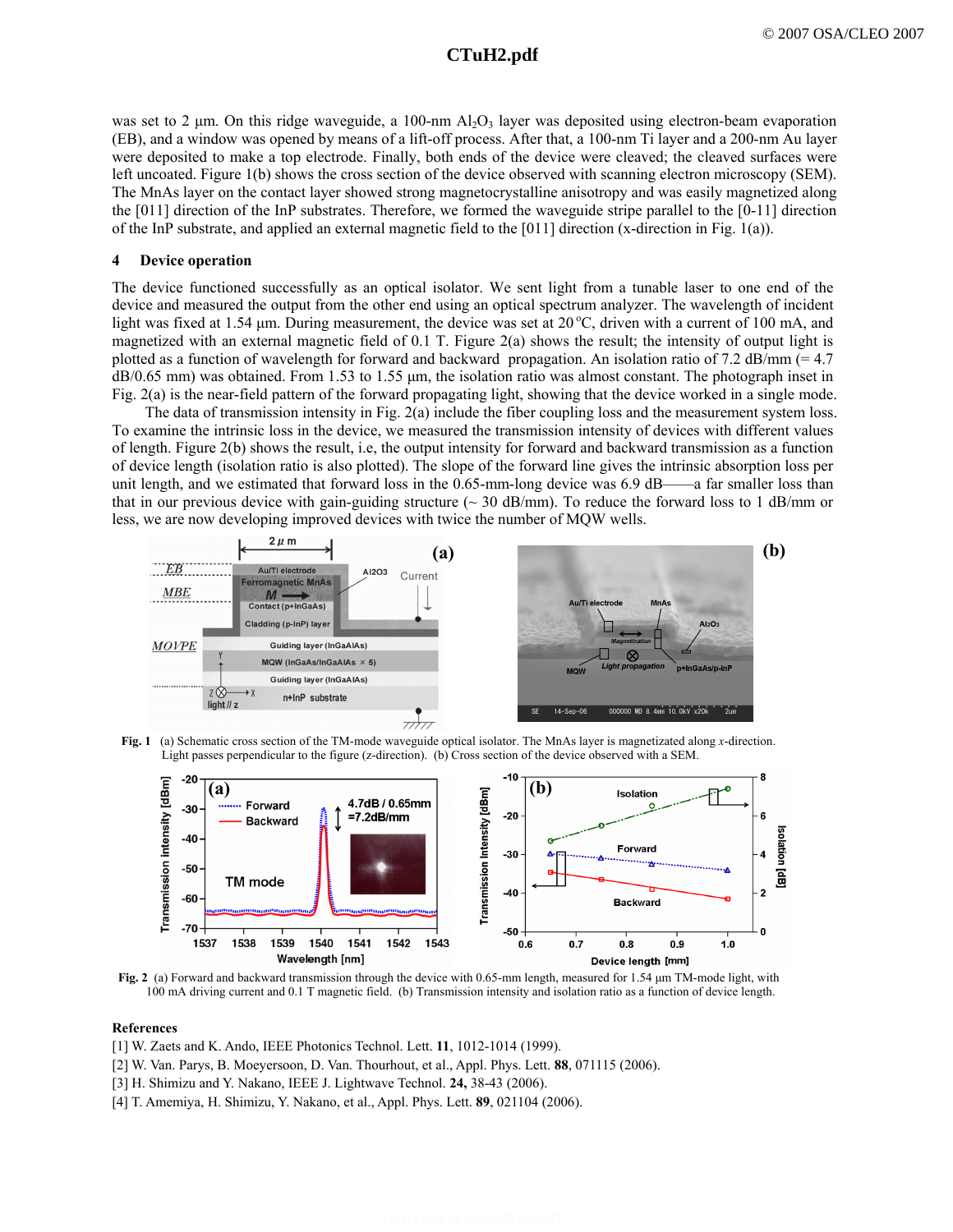was set to 2 μm. On this ridge waveguide, a 100-nm $Al_2O_3$ layer was deposited using electron-beam evaporation (EB), and a window was opened by means of a lift-off process. After that, a 100-nm Ti layer and a 200-nm Au layer were deposited to make a top electrode. Finally, both ends of the device were cleaved; the cleaved surfaces were left uncoated. Figure 1(b) shows the cross section of the device observed with scanning electron microscopy (SEM). The MnAs layer on the contact layer showed strong magnetocrystalline anisotropy and was easily magnetized along the [011] direction of the InP substrates. Therefore, we formed the waveguide stripe parallel to the [0-11] direction of the InP substrate, and applied an external magnetic field to the [011] direction (x-direction in Fig. 1(a)).

## 4 Device operation

The device functioned successfully as an optical isolator. We sent light from a tunable laser to one end of the device and measured the output from the other end using an optical spectrum analyzer. The wavelength of incident light was fixed at 1.54 μm. During measurement, the device was set at 20 °C, driven with a current of 100 mA, and magnetized with an external magnetic field of 0.1 T. Figure 2(a) shows the result; the intensity of output light is plotted as a function of wavelength for forward and backward propagation. An isolation ratio of 7.2 dB/mm (= 4.7 dB/0.65 mm) was obtained. From 1.53 to 1.55 μm, the isolation ratio was almost constant. The photograph inset in Fig. 2(a) is the near-field pattern of the forward propagating light, showing that the device worked in a single mode.

The data of transmission intensity in Fig. 2(a) include the fiber coupling loss and the measurement system loss. To examine the intrinsic loss in the device, we measured the transmission intensity of devices with different values of length. Figure 2(b) shows the result, i.e, the output intensity for forward and backward transmission as a function of device length (isolation ratio is also plotted). The slope of the forward line gives the intrinsic absorption loss per unit length, and we estimated that forward loss in the 0.65-mm-long device was 6.9 dB——a far smaller loss than that in our previous device with gain-guiding structure (~ 30 dB/mm). To reduce the forward loss to 1 dB/mm or less, we are now developing improved devices with twice the number of MQW wells.

(a)
2 μm
EB
MBE
MOVPE
Au/Ti electrode
Ferromagnetic MnAs
M
Al2O3
Current
Contact (p+InGaAs)
Cladding (p-InP) layer
Guiding layer (InGaAlAs)
MQW (InGaAs/InGaAlAs × 5)
Guiding layer (InGaAlAs)
n+InP substrate
Y
Z
X
light // z

(b)
Au/Ti electrode
MnAs
Al2O3
Magnetization
MQW
Light propagation
p+InGaAs/p-InP
SE 14-Sep-06 000000 WD 8.4mm 10.0kV x20k 2um

**Fig. 1** (a) Schematic cross section of the TM-mode waveguide optical isolator. The MnAs layer is magnetized along *x*-direction. Light passes perpendicular to the figure (*z*-direction). (b) Cross section of the device observed with a SEM.

(a)
Transmission intensity [dBm]
-20
-30
-40
-50
-60
-70
Forward
Backward
4.7dB / 0.65mm
=7.2dB/mm
TM mode
1537 1538 1539 1540 1541 1542 1543
Wavelength [nm]

(b)
Transmission Intensity [dBm]
-10
-20
-30
-40
-50
Isolation
Forward
Backward
0.6 0.7 0.8 0.9 1.0
Device length [mm]
Isolation [dB]
8
6
4
2
0

**Fig. 2** (a) Forward and backward transmission through the device with 0.65-mm length, measured for 1.54 μm TM-mode light, with 100 mA driving current and 0.1 T magnetic field. (b) Transmission intensity and isolation ratio as a function of device length.

## References

[1] W. Zaets and K. Ando, IEEE Photonics Technol. Lett. **11**, 1012-1014 (1999).
[2] W. Van. Parys, B. Moeyersoon, D. Van. Thourhout, et al., Appl. Phys. Lett. **88**, 071115 (2006).
[3] H. Shimizu and Y. Nakano, IEEE J. Lightwave Technol. **24**, 38-43 (2006).
[4] T. Amemiya, H. Shimizu, Y. Nakano, et al., Appl. Phys. Lett. **89**, 021104 (2006).